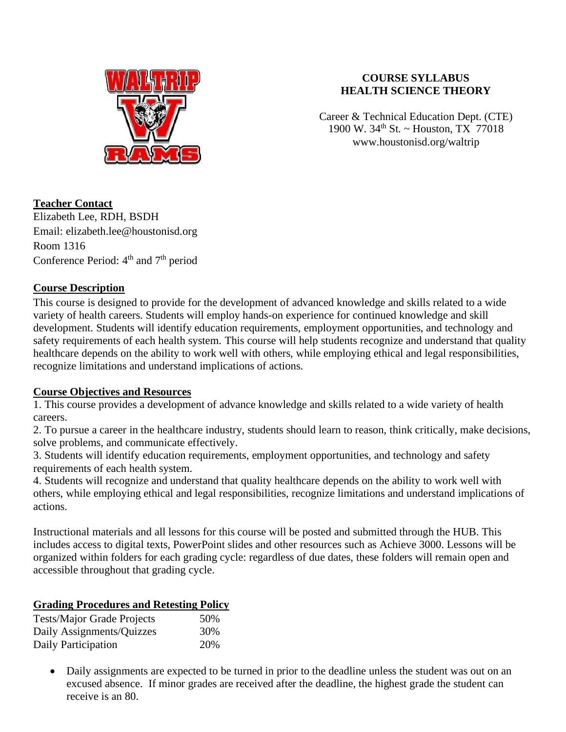# COURSE SYLLABUS
# HEALTH SCIENCE THEORY

Career & Technical Education Dept. (CTE)
1900 W. 34th St. ~ Houston, TX 77018
www.houstonisd.org/waltrip

## Teacher Contact

Elizabeth Lee, RDH, BSDH
Email: elizabeth.lee@houstonisd.org
Room 1316
Conference Period: 4th and 7th period

## Course Description

This course is designed to provide for the development of advanced knowledge and skills related to a wide variety of health careers. Students will employ hands-on experience for continued knowledge and skill development. Students will identify education requirements, employment opportunities, and technology and safety requirements of each health system. This course will help students recognize and understand that quality healthcare depends on the ability to work well with others, while employing ethical and legal responsibilities, recognize limitations and understand implications of actions.

## Course Objectives and Resources

1. This course provides a development of advance knowledge and skills related to a wide variety of health careers.
2. To pursue a career in the healthcare industry, students should learn to reason, think critically, make decisions, solve problems, and communicate effectively.
3. Students will identify education requirements, employment opportunities, and technology and safety requirements of each health system.
4. Students will recognize and understand that quality healthcare depends on the ability to work well with others, while employing ethical and legal responsibilities, recognize limitations and understand implications of actions.

Instructional materials and all lessons for this course will be posted and submitted through the HUB. This includes access to digital texts, PowerPoint slides and other resources such as Achieve 3000. Lessons will be organized within folders for each grading cycle: regardless of due dates, these folders will remain open and accessible throughout that grading cycle.

## Grading Procedures and Retesting Policy

| | |
|---|---|
| Tests/Major Grade Projects | 50% |
| Daily Assignments/Quizzes | 30% |
| Daily Participation | 20% |

- Daily assignments are expected to be turned in prior to the deadline unless the student was out on an excused absence. If minor grades are received after the deadline, the highest grade the student can receive is an 80.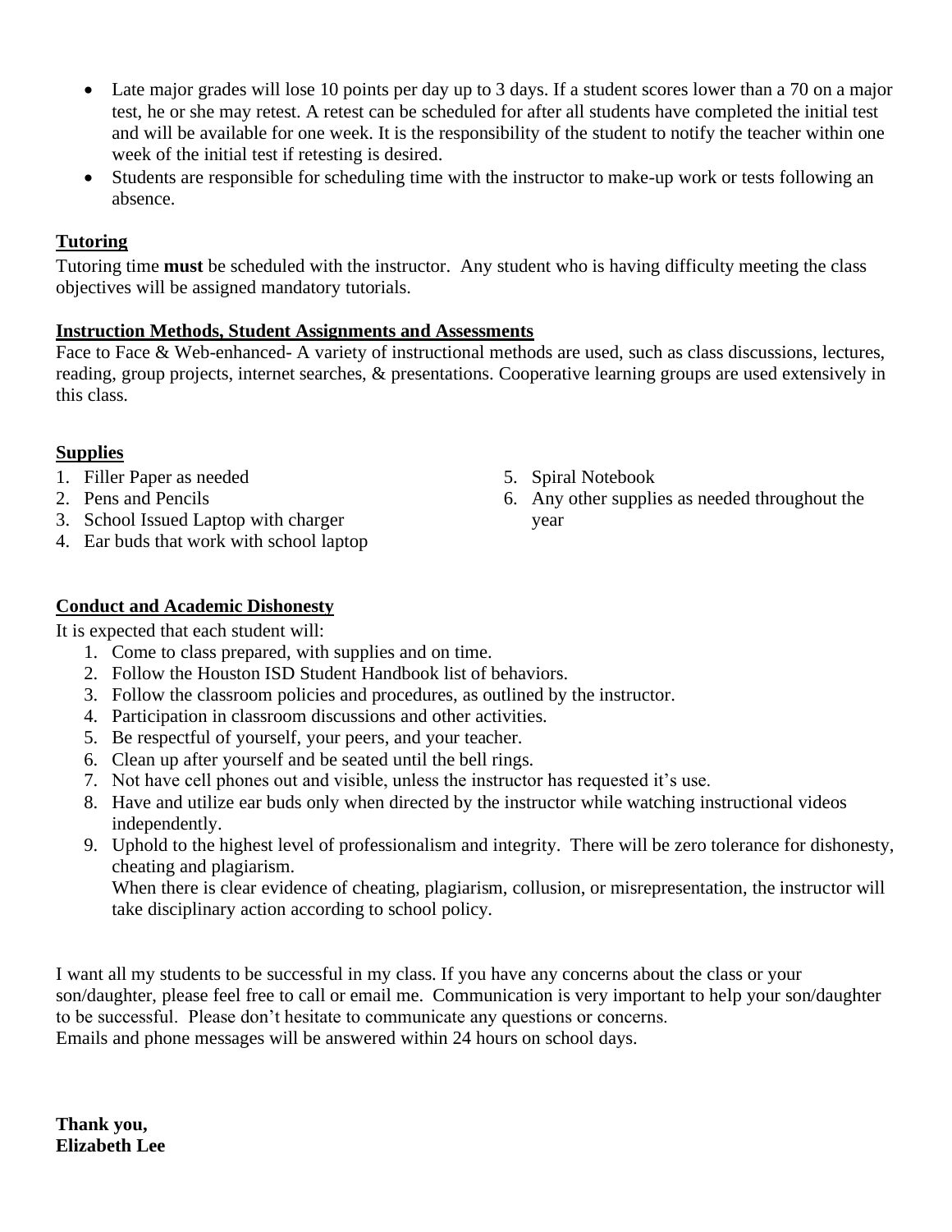- Late major grades will lose 10 points per day up to 3 days. If a student scores lower than a 70 on a major test, he or she may retest. A retest can be scheduled for after all students have completed the initial test and will be available for one week. It is the responsibility of the student to notify the teacher within one week of the initial test if retesting is desired.
- Students are responsible for scheduling time with the instructor to make-up work or tests following an absence.

## Tutoring

Tutoring time **must** be scheduled with the instructor. Any student who is having difficulty meeting the class objectives will be assigned mandatory tutorials.

## Instruction Methods, Student Assignments and Assessments

Face to Face & Web-enhanced- A variety of instructional methods are used, such as class discussions, lectures, reading, group projects, internet searches, & presentations. Cooperative learning groups are used extensively in this class.

## Supplies

1. Filler Paper as needed
2. Pens and Pencils
3. School Issued Laptop with charger
4. Ear buds that work with school laptop
5. Spiral Notebook
6. Any other supplies as needed throughout the year

## Conduct and Academic Dishonesty

It is expected that each student will:

1. Come to class prepared, with supplies and on time.
2. Follow the Houston ISD Student Handbook list of behaviors.
3. Follow the classroom policies and procedures, as outlined by the instructor.
4. Participation in classroom discussions and other activities.
5. Be respectful of yourself, your peers, and your teacher.
6. Clean up after yourself and be seated until the bell rings.
7. Not have cell phones out and visible, unless the instructor has requested it's use.
8. Have and utilize ear buds only when directed by the instructor while watching instructional videos independently.
9. Uphold to the highest level of professionalism and integrity. There will be zero tolerance for dishonesty, cheating and plagiarism.
   When there is clear evidence of cheating, plagiarism, collusion, or misrepresentation, the instructor will take disciplinary action according to school policy.

I want all my students to be successful in my class. If you have any concerns about the class or your son/daughter, please feel free to call or email me. Communication is very important to help your son/daughter to be successful. Please don't hesitate to communicate any questions or concerns.
Emails and phone messages will be answered within 24 hours on school days.

**Thank you,**
**Elizabeth Lee**